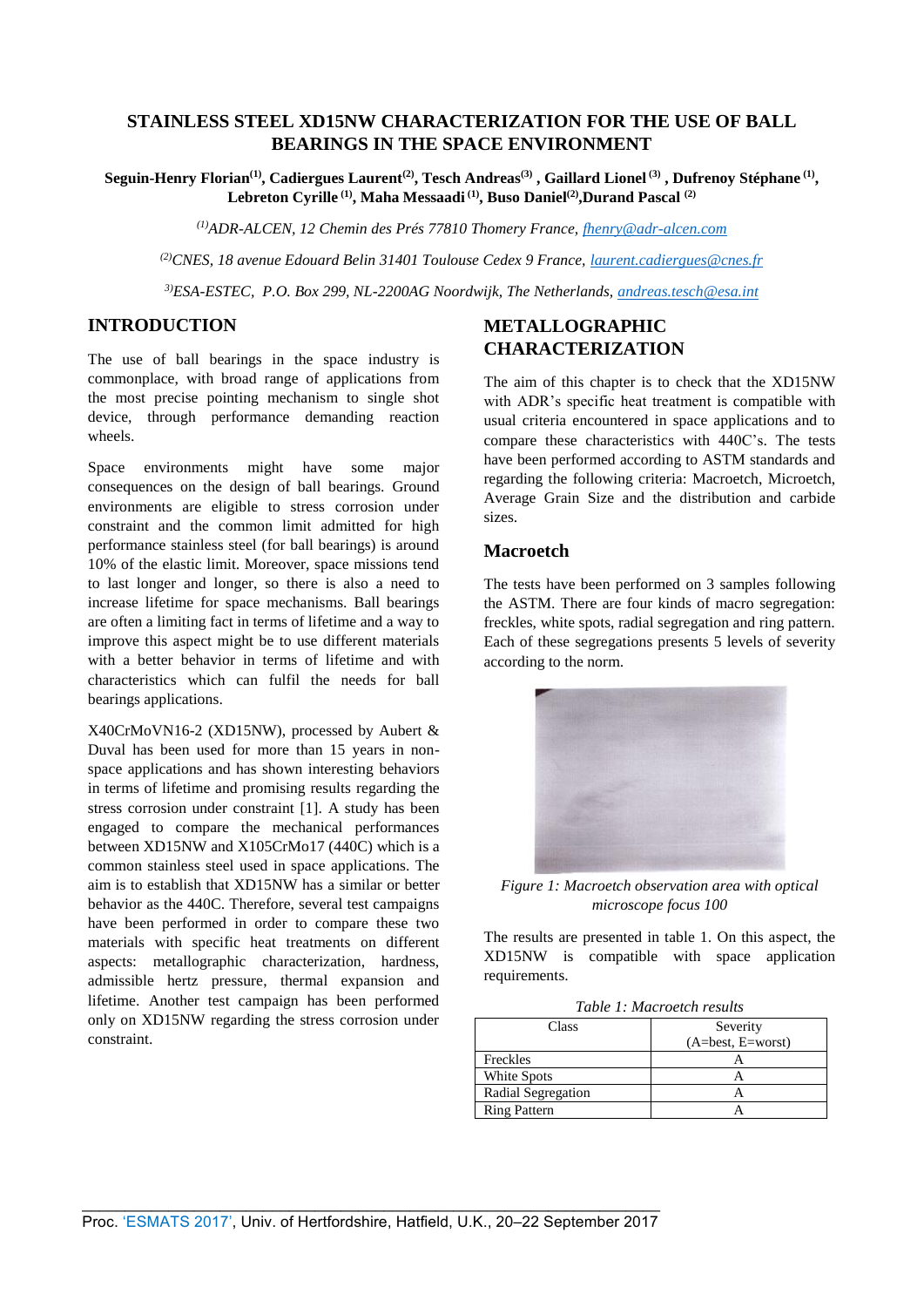# STAINLESS STEEL XD15NW CHARACTERIZATION FOR THE USE OF BALL BEARINGS IN THE SPACE ENVIRONMENT

**Seguin-Henry Florian[1], Cadiergues Laurent[2], Tesch Andreas[3] , Gaillard Lionel [3] , Dufrenoy Stéphane [1], Lebreton Cyrille [1], Maha Messaadi [1], Buso Daniel[2],Durand Pascal [2]**

*[1]ADR-ALCEN, 12 Chemin des Prés 77810 Thomery France, fhenry@adr-alcen.com*

*[2]CNES, 18 avenue Edouard Belin 31401 Toulouse Cedex 9 France, laurent.cadiergues@cnes.fr*

*[3]ESA-ESTEC, P.O. Box 299, NL-2200AG Noordwijk, The Netherlands, andreas.tesch@esa.int*

## INTRODUCTION

The use of ball bearings in the space industry is commonplace, with broad range of applications from the most precise pointing mechanism to single shot device, through performance demanding reaction wheels.

Space environments might have some major consequences on the design of ball bearings. Ground environments are eligible to stress corrosion under constraint and the common limit admitted for high performance stainless steel (for ball bearings) is around 10% of the elastic limit. Moreover, space missions tend to last longer and longer, so there is also a need to increase lifetime for space mechanisms. Ball bearings are often a limiting fact in terms of lifetime and a way to improve this aspect might be to use different materials with a better behavior in terms of lifetime and with characteristics which can fulfil the needs for ball bearings applications.

X40CrMoVN16-2 (XD15NW), processed by Aubert & Duval has been used for more than 15 years in non-space applications and has shown interesting behaviors in terms of lifetime and promising results regarding the stress corrosion under constraint [1]. A study has been engaged to compare the mechanical performances between XD15NW and X105CrMo17 (440C) which is a common stainless steel used in space applications. The aim is to establish that XD15NW has a similar or better behavior as the 440C. Therefore, several test campaigns have been performed in order to compare these two materials with specific heat treatments on different aspects: metallographic characterization, hardness, admissible hertz pressure, thermal expansion and lifetime. Another test campaign has been performed only on XD15NW regarding the stress corrosion under constraint.

## METALLOGRAPHIC CHARACTERIZATION

The aim of this chapter is to check that the XD15NW with ADR's specific heat treatment is compatible with usual criteria encountered in space applications and to compare these characteristics with 440C's. The tests have been performed according to ASTM standards and regarding the following criteria: Macroetch, Microetch, Average Grain Size and the distribution and carbide sizes.

### Macroetch

The tests have been performed on 3 samples following the ASTM. There are four kinds of macro segregation: freckles, white spots, radial segregation and ring pattern. Each of these segregations presents 5 levels of severity according to the norm.

*Figure 1: Macroetch observation area with optical microscope focus 100*

The results are presented in table 1. On this aspect, the XD15NW is compatible with space application requirements.

*Table 1: Macroetch results*

| Class | Severity (A=best, E=worst) |
|---|---|
| Freckles | A |
| White Spots | A |
| Radial Segregation | A |
| Ring Pattern | A |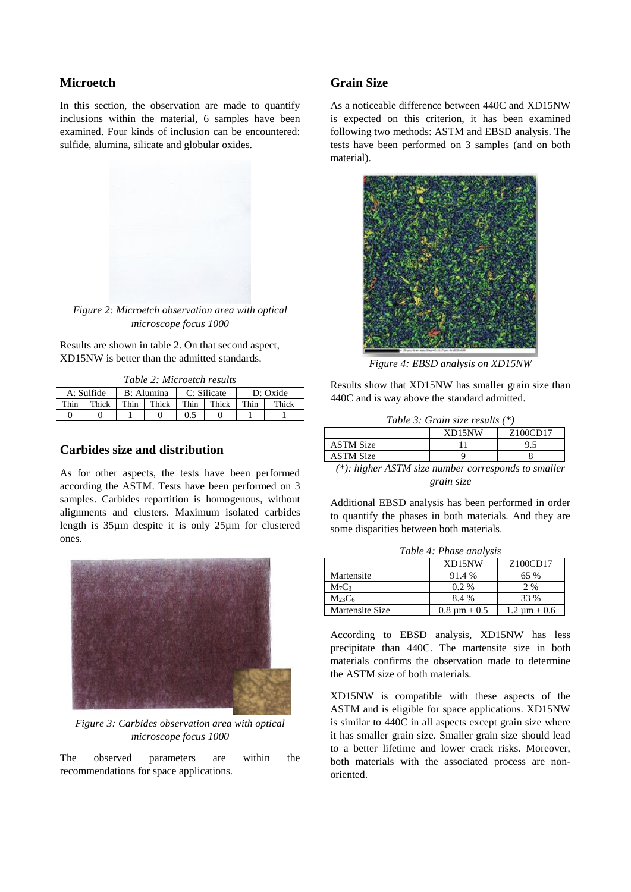## Microetch

In this section, the observation are made to quantify inclusions within the material, 6 samples have been examined. Four kinds of inclusion can be encountered: sulfide, alumina, silicate and globular oxides.

*Figure 2: Microetch observation area with optical microscope focus 1000*

Results are shown in table 2. On that second aspect, XD15NW is better than the admitted standards.

*Table 2: Microetch results*

| A: Sulfide | | B: Alumina | | C: Silicate | | D: Oxide | |
|---|---|---|---|---|---|---|---|
| Thin | Thick | Thin | Thick | Thin | Thick | Thin | Thick |
| 0 | 0 | 1 | 0 | 0.5 | 0 | 1 | 1 |

## Carbides size and distribution

As for other aspects, the tests have been performed according the ASTM. Tests have been performed on 3 samples. Carbides repartition is homogenous, without alignments and clusters. Maximum isolated carbides length is 35µm despite it is only 25µm for clustered ones.

*Figure 3: Carbides observation area with optical microscope focus 1000*

The observed parameters are within the recommendations for space applications.

## Grain Size

As a noticeable difference between 440C and XD15NW is expected on this criterion, it has been examined following two methods: ASTM and EBSD analysis. The tests have been performed on 3 samples (and on both material).

*Figure 4: EBSD analysis on XD15NW*

Results show that XD15NW has smaller grain size than 440C and is way above the standard admitted.

*Table 3: Grain size results (\*)*

| | XD15NW | Z100CD17 |
|---|---|---|
| ASTM Size | 11 | 9.5 |
| ASTM Size | 9 | 8 |

*(\*): higher ASTM size number corresponds to smaller grain size*

Additional EBSD analysis has been performed in order to quantify the phases in both materials. And they are some disparities between both materials.

*Table 4: Phase analysis*

| | XD15NW | Z100CD17 |
|---|---|---|
| Martensite | 91.4 % | 65 % |
| $M_7C_3$ | 0.2 % | 2 % |
| $M_{23}C_6$ | 8.4 % | 33 % |
| Martensite Size | 0.8 µm ± 0.5 | 1.2 µm ± 0.6 |

According to EBSD analysis, XD15NW has less precipitate than 440C. The martensite size in both materials confirms the observation made to determine the ASTM size of both materials.

XD15NW is compatible with these aspects of the ASTM and is eligible for space applications. XD15NW is similar to 440C in all aspects except grain size where it has smaller grain size. Smaller grain size should lead to a better lifetime and lower crack risks. Moreover, both materials with the associated process are non-oriented.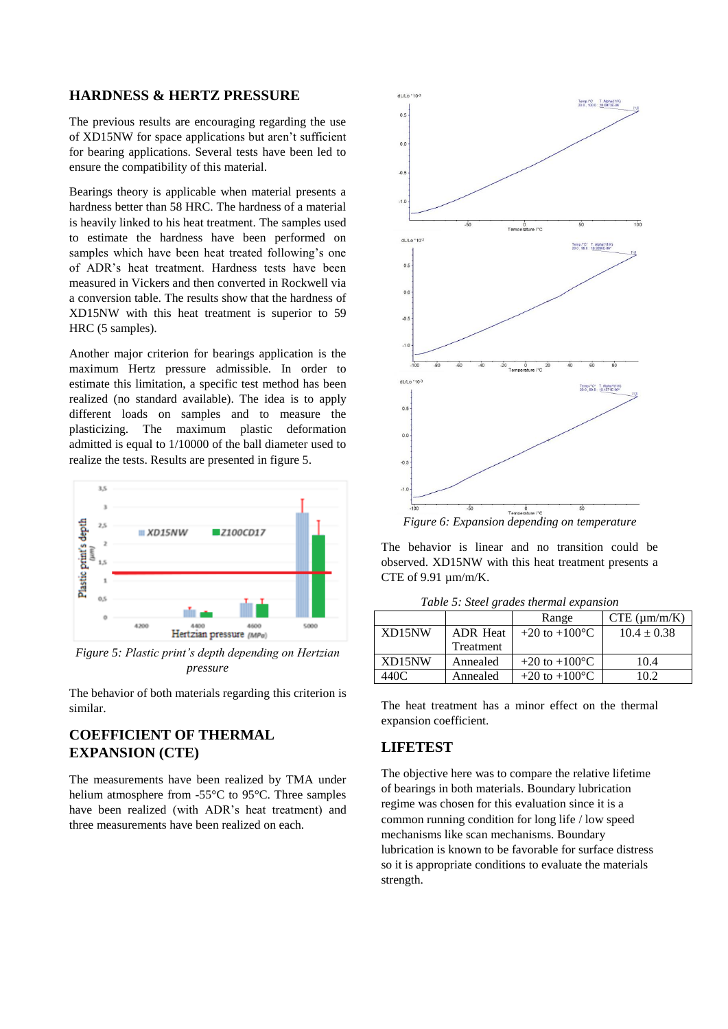## HARDNESS & HERTZ PRESSURE

The previous results are encouraging regarding the use of XD15NW for space applications but aren't sufficient for bearing applications. Several tests have been led to ensure the compatibility of this material.

Bearings theory is applicable when material presents a hardness better than 58 HRC. The hardness of a material is heavily linked to his heat treatment. The samples used to estimate the hardness have been performed on samples which have been heat treated following's one of ADR's heat treatment. Hardness tests have been measured in Vickers and then converted in Rockwell via a conversion table. The results show that the hardness of XD15NW with this heat treatment is superior to 59 HRC (5 samples).

Another major criterion for bearings application is the maximum Hertz pressure admissible. In order to estimate this limitation, a specific test method has been realized (no standard available). The idea is to apply different loads on samples and to measure the plasticizing. The maximum plastic deformation admitted is equal to 1/10000 of the ball diameter used to realize the tests. Results are presented in figure 5.

*Figure 5: Plastic print's depth depending on Hertzian pressure*

The behavior of both materials regarding this criterion is similar.

## COEFFICIENT OF THERMAL EXPANSION (CTE)

The measurements have been realized by TMA under helium atmosphere from -55°C to 95°C. Three samples have been realized (with ADR's heat treatment) and three measurements have been realized on each.

*Figure 6: Expansion depending on temperature*

The behavior is linear and no transition could be observed. XD15NW with this heat treatment presents a CTE of 9.91 µm/m/K.

*Table 5: Steel grades thermal expansion*

| | | Range | CTE (µm/m/K) |
|---|---|---|---|
| XD15NW | ADR Heat Treatment | +20 to +100°C | 10.4 ± 0.38 |
| XD15NW | Annealed | +20 to +100°C | 10.4 |
| 440C | Annealed | +20 to +100°C | 10.2 |

The heat treatment has a minor effect on the thermal expansion coefficient.

## LIFETEST

The objective here was to compare the relative lifetime of bearings in both materials. Boundary lubrication regime was chosen for this evaluation since it is a common running condition for long life / low speed mechanisms like scan mechanisms. Boundary lubrication is known to be favorable for surface distress so it is appropriate conditions to evaluate the materials strength.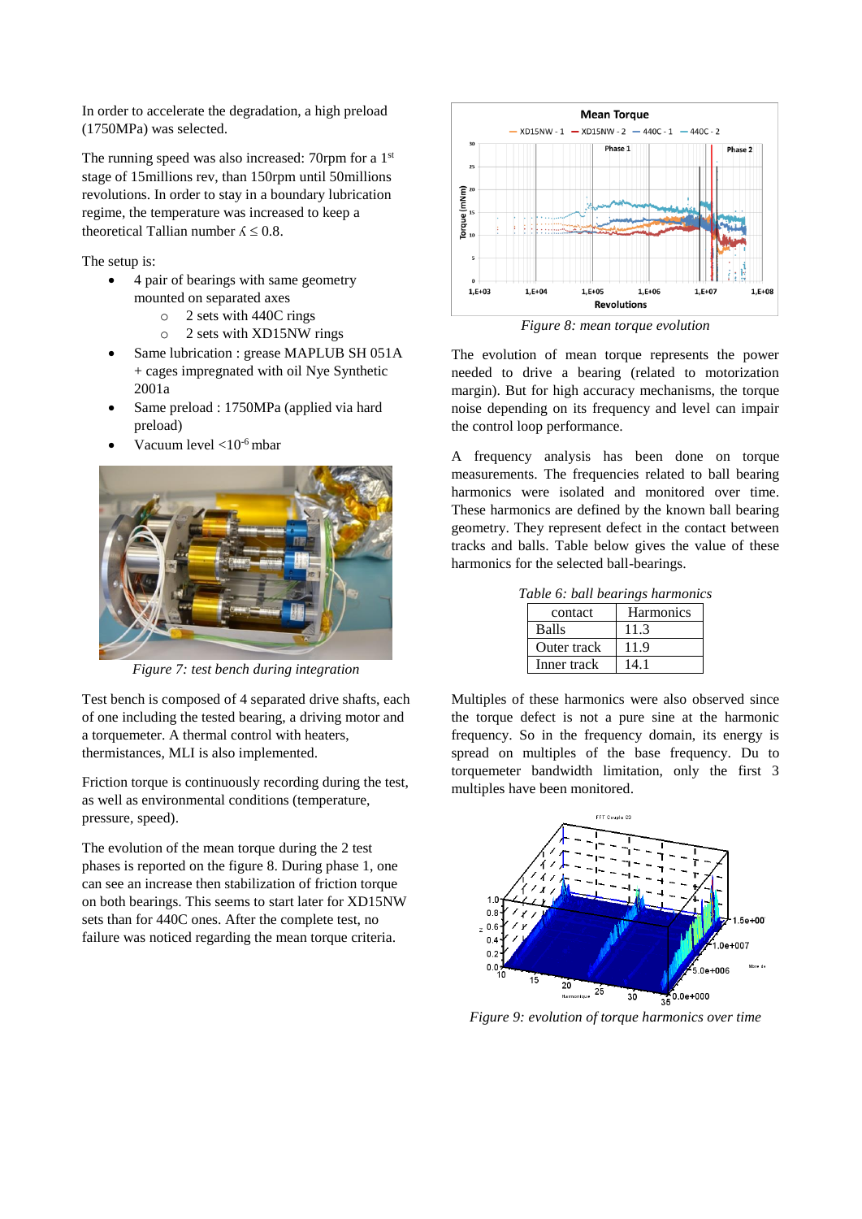In order to accelerate the degradation, a high preload (1750MPa) was selected.

The running speed was also increased: 70rpm for a 1st stage of 15millions rev, than 150rpm until 50millions revolutions. In order to stay in a boundary lubrication regime, the temperature was increased to keep a theoretical Tallian number $\Lambda \leq 0.8$.

The setup is:

- 4 pair of bearings with same geometry mounted on separated axes
  - 2 sets with 440C rings
  - 2 sets with XD15NW rings
- Same lubrication : grease MAPLUB SH 051A + cages impregnated with oil Nye Synthetic 2001a
- Same preload : 1750MPa (applied via hard preload)
- Vacuum level $<10^{-6}$ mbar

*Figure 7: test bench during integration*

Test bench is composed of 4 separated drive shafts, each of one including the tested bearing, a driving motor and a torquemeter. A thermal control with heaters, thermistances, MLI is also implemented.

Friction torque is continuously recording during the test, as well as environmental conditions (temperature, pressure, speed).

The evolution of the mean torque during the 2 test phases is reported on the figure 8. During phase 1, one can see an increase then stabilization of friction torque on both bearings. This seems to start later for XD15NW sets than for 440C ones. After the complete test, no failure was noticed regarding the mean torque criteria.

*Figure 8: mean torque evolution*

The evolution of mean torque represents the power needed to drive a bearing (related to motorization margin). But for high accuracy mechanisms, the torque noise depending on its frequency and level can impair the control loop performance.

A frequency analysis has been done on torque measurements. The frequencies related to ball bearing harmonics were isolated and monitored over time. These harmonics are defined by the known ball bearing geometry. They represent defect in the contact between tracks and balls. Table below gives the value of these harmonics for the selected ball-bearings.

*Table 6: ball bearings harmonics*

| contact | Harmonics |
|---|---|
| Balls | 11.3 |
| Outer track | 11.9 |
| Inner track | 14.1 |

Multiples of these harmonics were also observed since the torque defect is not a pure sine at the harmonic frequency. So in the frequency domain, its energy is spread on multiples of the base frequency. Du to torquemeter bandwidth limitation, only the first 3 multiples have been monitored.

*Figure 9: evolution of torque harmonics over time*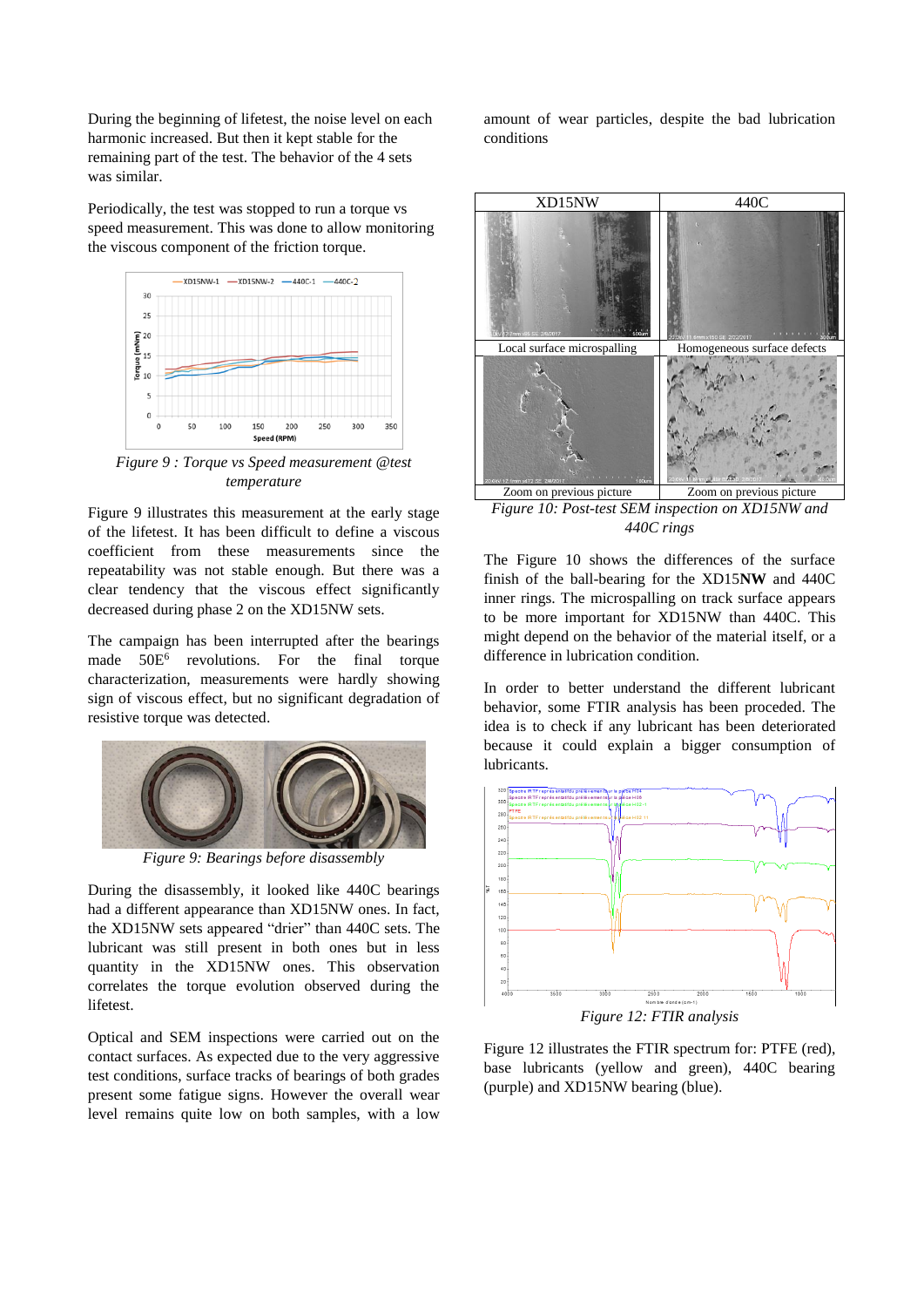During the beginning of lifetest, the noise level on each harmonic increased. But then it kept stable for the remaining part of the test. The behavior of the 4 sets was similar.

Periodically, the test was stopped to run a torque vs speed measurement. This was done to allow monitoring the viscous component of the friction torque.

*Figure 9 : Torque vs Speed measurement @test temperature*

Figure 9 illustrates this measurement at the early stage of the lifetest. It has been difficult to define a viscous coefficient from these measurements since the repeatability was not stable enough. But there was a clear tendency that the viscous effect significantly decreased during phase 2 on the XD15NW sets.

The campaign has been interrupted after the bearings made $50E^6$ revolutions. For the final torque characterization, measurements were hardly showing sign of viscous effect, but no significant degradation of resistive torque was detected.

*Figure 9: Bearings before disassembly*

During the disassembly, it looked like 440C bearings had a different appearance than XD15NW ones. In fact, the XD15NW sets appeared “drier” than 440C sets. The lubricant was still present in both ones but in less quantity in the XD15NW ones. This observation correlates the torque evolution observed during the lifetest.

Optical and SEM inspections were carried out on the contact surfaces. As expected due to the very aggressive test conditions, surface tracks of bearings of both grades present some fatigue signs. However the overall wear level remains quite low on both samples, with a low amount of wear particles, despite the bad lubrication conditions

| XD15NW | 440C |
|---|---|
| Local surface microspalling | Homogeneous surface defects |
| Zoom on previous picture | Zoom on previous picture |

*Figure 10: Post-test SEM inspection on XD15NW and 440C rings*

The Figure 10 shows the differences of the surface finish of the ball-bearing for the XD15**NW** and 440C inner rings. The microspalling on track surface appears to be more important for XD15NW than 440C. This might depend on the behavior of the material itself, or a difference in lubrication condition.

In order to better understand the different lubricant behavior, some FTIR analysis has been proceded. The idea is to check if any lubricant has been deteriorated because it could explain a bigger consumption of lubricants.

*Figure 12: FTIR analysis*

Figure 12 illustrates the FTIR spectrum for: PTFE (red), base lubricants (yellow and green), 440C bearing (purple) and XD15NW bearing (blue).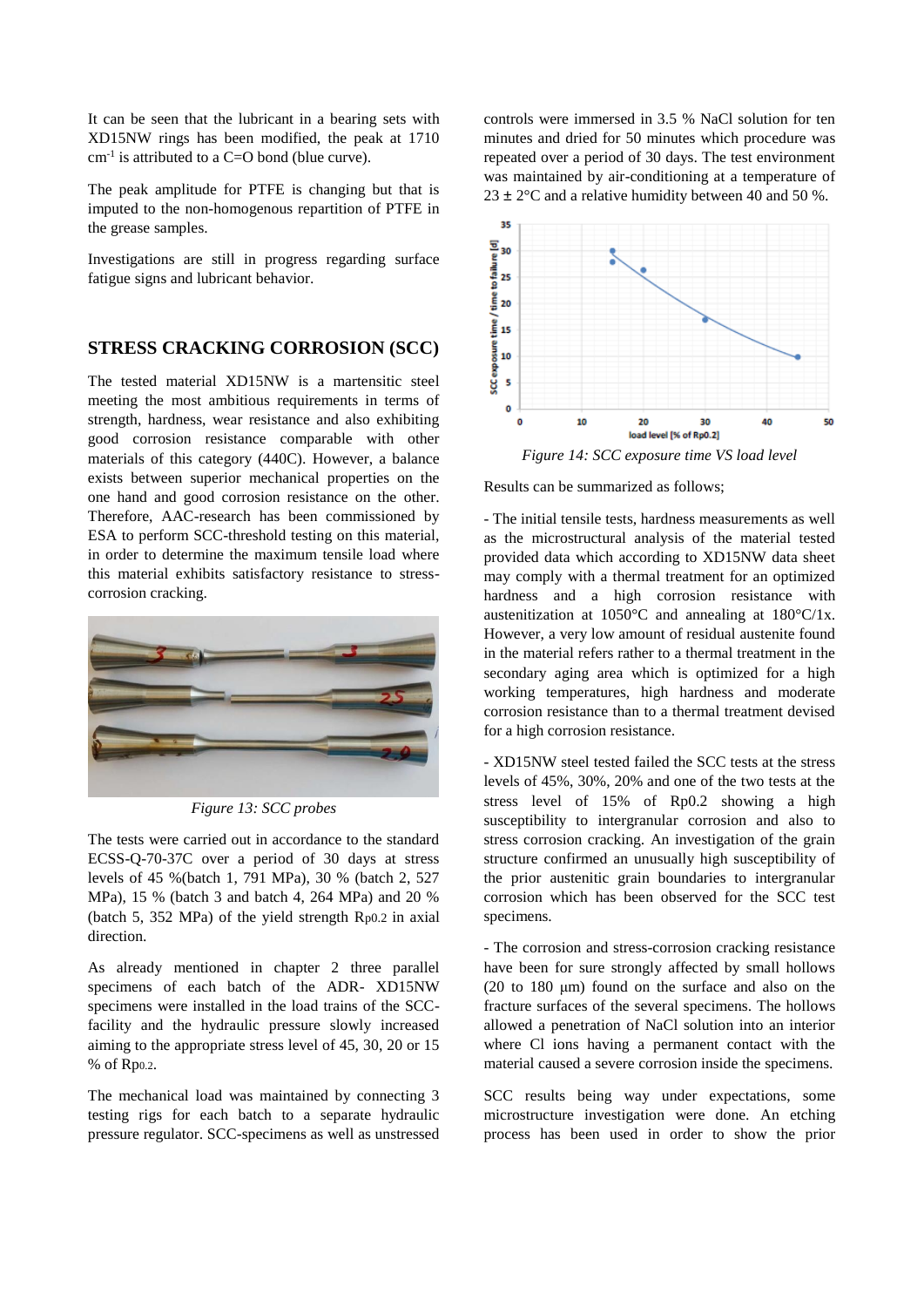It can be seen that the lubricant in a bearing sets with XD15NW rings has been modified, the peak at 1710 $cm^{-1}$ is attributed to a C=O bond (blue curve).

The peak amplitude for PTFE is changing but that is imputed to the non-homogenous repartition of PTFE in the grease samples.

Investigations are still in progress regarding surface fatigue signs and lubricant behavior.

## STRESS CRACKING CORROSION (SCC)

The tested material XD15NW is a martensitic steel meeting the most ambitious requirements in terms of strength, hardness, wear resistance and also exhibiting good corrosion resistance comparable with other materials of this category (440C). However, a balance exists between superior mechanical properties on the one hand and good corrosion resistance on the other. Therefore, AAC-research has been commissioned by ESA to perform SCC-threshold testing on this material, in order to determine the maximum tensile load where this material exhibits satisfactory resistance to stress-corrosion cracking.

*Figure 13: SCC probes*

The tests were carried out in accordance to the standard ECSS-Q-70-37C over a period of 30 days at stress levels of 45 %(batch 1, 791 MPa), 30 % (batch 2, 527 MPa), 15 % (batch 3 and batch 4, 264 MPa) and 20 % (batch 5, 352 MPa) of the yield strength $R_{p0.2}$ in axial direction.

As already mentioned in chapter 2 three parallel specimens of each batch of the ADR- XD15NW specimens were installed in the load trains of the SCC-facility and the hydraulic pressure slowly increased aiming to the appropriate stress level of 45, 30, 20 or 15 % of $R_{p0.2}$.

The mechanical load was maintained by connecting 3 testing rigs for each batch to a separate hydraulic pressure regulator. SCC-specimens as well as unstressed controls were immersed in 3.5 % NaCl solution for ten minutes and dried for 50 minutes which procedure was repeated over a period of 30 days. The test environment was maintained by air-conditioning at a temperature of 23 ± 2°C and a relative humidity between 40 and 50 %.

*Figure 14: SCC exposure time VS load level*

Results can be summarized as follows;

- The initial tensile tests, hardness measurements as well as the microstructural analysis of the material tested provided data which according to XD15NW data sheet may comply with a thermal treatment for an optimized hardness and a high corrosion resistance with austenitization at 1050°C and annealing at 180°C/1x. However, a very low amount of residual austenite found in the material refers rather to a thermal treatment in the secondary aging area which is optimized for a high working temperatures, high hardness and moderate corrosion resistance than to a thermal treatment devised for a high corrosion resistance.

- XD15NW steel tested failed the SCC tests at the stress levels of 45%, 30%, 20% and one of the two tests at the stress level of 15% of Rp0.2 showing a high susceptibility to intergranular corrosion and also to stress corrosion cracking. An investigation of the grain structure confirmed an unusually high susceptibility of the prior austenitic grain boundaries to intergranular corrosion which has been observed for the SCC test specimens.

- The corrosion and stress-corrosion cracking resistance have been for sure strongly affected by small hollows (20 to 180 µm) found on the surface and also on the fracture surfaces of the several specimens. The hollows allowed a penetration of NaCl solution into an interior where Cl ions having a permanent contact with the material caused a severe corrosion inside the specimens.

SCC results being way under expectations, some microstructure investigation were done. An etching process has been used in order to show the prior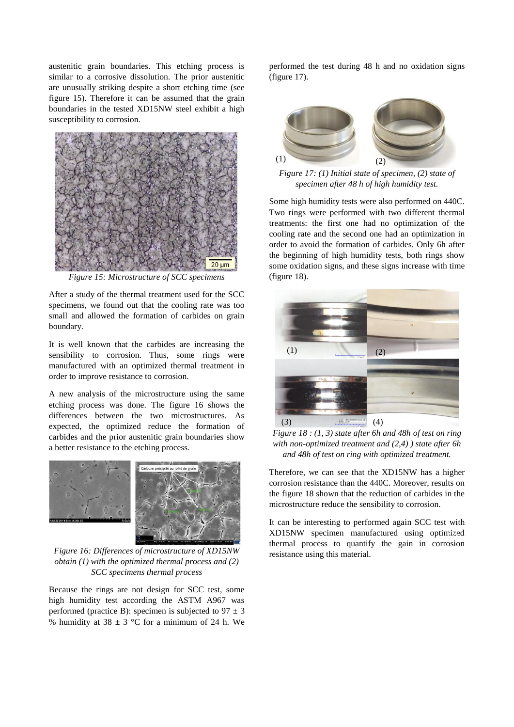austenitic grain boundaries. This etching process is similar to a corrosive dissolution. The prior austenitic are unusually striking despite a short etching time (see figure 15). Therefore it can be assumed that the grain boundaries in the tested XD15NW steel exhibit a high susceptibility to corrosion.

*Figure 15: Microstructure of SCC specimens*

After a study of the thermal treatment used for the SCC specimens, we found out that the cooling rate was too small and allowed the formation of carbides on grain boundary.

It is well known that the carbides are increasing the sensibility to corrosion. Thus, some rings were manufactured with an optimized thermal treatment in order to improve resistance to corrosion.

A new analysis of the microstructure using the same etching process was done. The figure 16 shows the differences between the two microstructures. As expected, the optimized reduce the formation of carbides and the prior austenitic grain boundaries show a better resistance to the etching process.

*Figure 16: Differences of microstructure of XD15NW obtain (1) with the optimized thermal process and (2) SCC specimens thermal process*

Because the rings are not design for SCC test, some high humidity test according the ASTM A967 was performed (practice B): specimen is subjected to 97 ± 3 % humidity at 38 ± 3 °C for a minimum of 24 h. We performed the test during 48 h and no oxidation signs (figure 17).

*Figure 17: (1) Initial state of specimen, (2) state of specimen after 48 h of high humidity test.*

Some high humidity tests were also performed on 440C. Two rings were performed with two different thermal treatments: the first one had no optimization of the cooling rate and the second one had an optimization in order to avoid the formation of carbides. Only 6h after the beginning of high humidity tests, both rings show some oxidation signs, and these signs increase with time (figure 18).

*Figure 18 : (1, 3) state after 6h and 48h of test on ring with non-optimized treatment and (2,4) ) state after 6h and 48h of test on ring with optimized treatment.*

Therefore, we can see that the XD15NW has a higher corrosion resistance than the 440C. Moreover, results on the figure 18 shown that the reduction of carbides in the microstructure reduce the sensibility to corrosion.

It can be interesting to performed again SCC test with XD15NW specimen manufactured using optimized thermal process to quantify the gain in corrosion resistance using this material.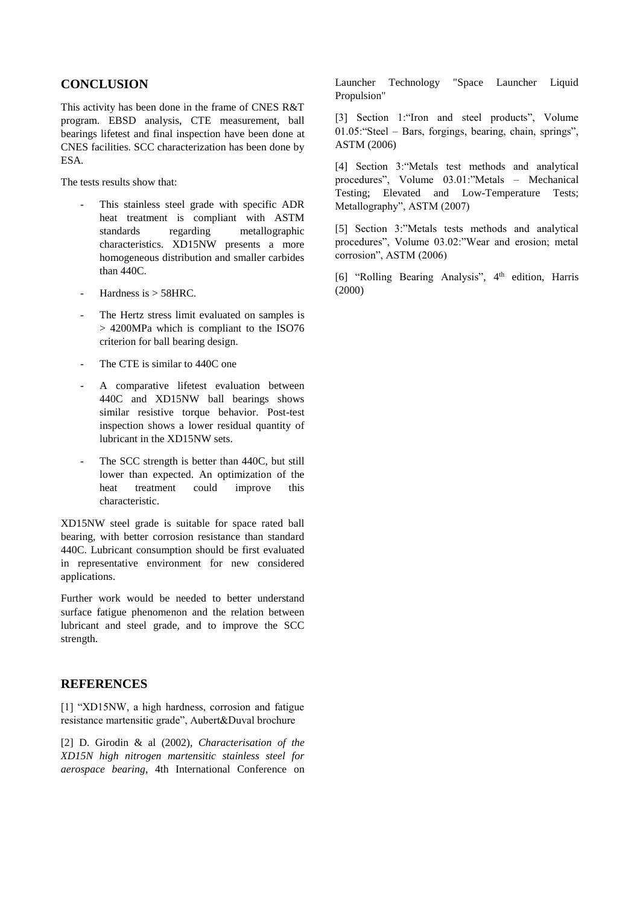## CONCLUSION

This activity has been done in the frame of CNES R&T program. EBSD analysis, CTE measurement, ball bearings lifetest and final inspection have been done at CNES facilities. SCC characterization has been done by ESA.

The tests results show that:

- This stainless steel grade with specific ADR heat treatment is compliant with ASTM standards regarding metallographic characteristics. XD15NW presents a more homogeneous distribution and smaller carbides than 440C.
- Hardness is > 58HRC.
- The Hertz stress limit evaluated on samples is > 4200MPa which is compliant to the ISO76 criterion for ball bearing design.
- The CTE is similar to 440C one
- A comparative lifetest evaluation between 440C and XD15NW ball bearings shows similar resistive torque behavior. Post-test inspection shows a lower residual quantity of lubricant in the XD15NW sets.
- The SCC strength is better than 440C, but still lower than expected. An optimization of the heat treatment could improve this characteristic.

XD15NW steel grade is suitable for space rated ball bearing, with better corrosion resistance than standard 440C. Lubricant consumption should be first evaluated in representative environment for new considered applications.

Further work would be needed to better understand surface fatigue phenomenon and the relation between lubricant and steel grade, and to improve the SCC strength.

## REFERENCES

[1] "XD15NW, a high hardness, corrosion and fatigue resistance martensitic grade", Aubert&Duval brochure

[2] D. Girodin & al (2002), *Characterisation of the XD15N high nitrogen martensitic stainless steel for aerospace bearing*, 4th International Conference on Launcher Technology "Space Launcher Liquid Propulsion"

[3] Section 1:"Iron and steel products", Volume 01.05:"Steel – Bars, forgings, bearing, chain, springs", ASTM (2006)

[4] Section 3:"Metals test methods and analytical procedures", Volume 03.01:"Metals – Mechanical Testing; Elevated and Low-Temperature Tests; Metallography", ASTM (2007)

[5] Section 3:"Metals tests methods and analytical procedures", Volume 03.02:"Wear and erosion; metal corrosion", ASTM (2006)

[6] "Rolling Bearing Analysis", 4th edition, Harris (2000)